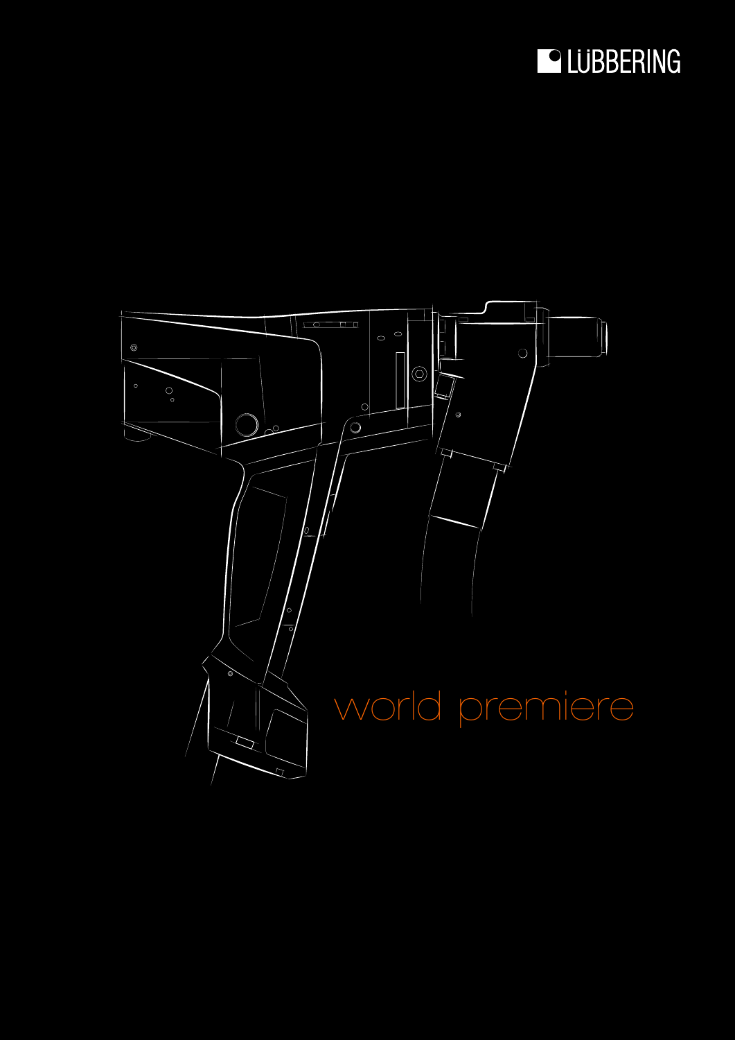LÜBBERING

world premiere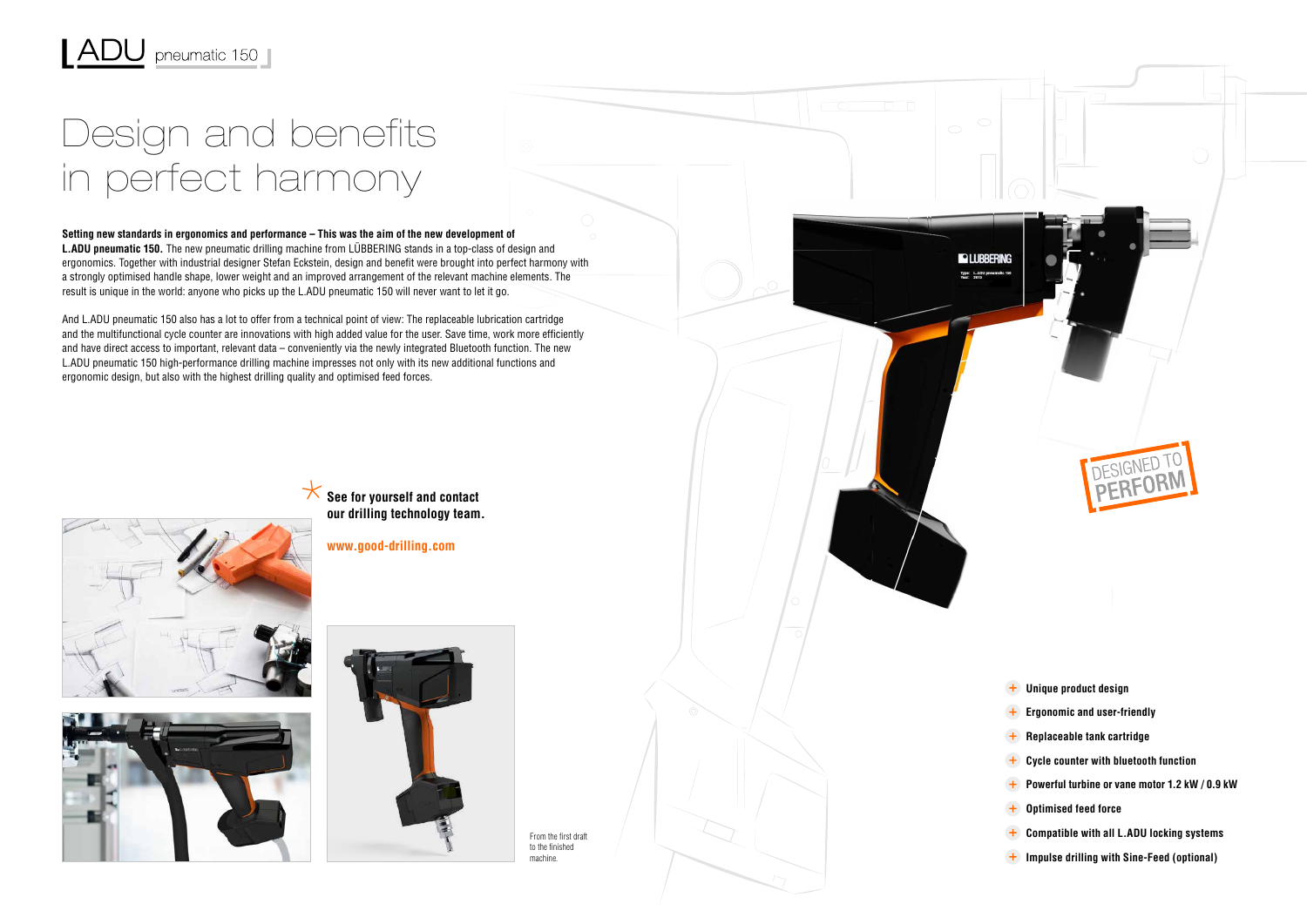L.ADU pneumatic 150

# Design and benefits in perfect harmony

**Setting new standards in ergonomics and performance – This was the aim of the new development of L.ADU pneumatic 150.** The new pneumatic drilling machine from LÜBBERING stands in a top-class of design and ergonomics. Together with industrial designer Stefan Eckstein, design and benefit were brought into perfect harmony with a strongly optimised handle shape, lower weight and an improved arrangement of the relevant machine elements. The result is unique in the world: anyone who picks up the L.ADU pneumatic 150 will never want to let it go.

And L.ADU pneumatic 150 also has a lot to offer from a technical point of view: The replaceable lubrication cartridge and the multifunctional cycle counter are innovations with high added value for the user. Save time, work more efficiently and have direct access to important, relevant data – conveniently via the newly integrated Bluetooth function. The new L.ADU pneumatic 150 high-performance drilling machine impresses not only with its new additional functions and ergonomic design, but also with the highest drilling quality and optimised feed forces.

**See for yourself and contact our drilling technology team.**

**www.good-drilling.com**

From the first draft to the finished machine.

DESIGNED TO PERFORM

- **Unique product design**
- **Ergonomic and user-friendly**
- **Replaceable tank cartridge**
- **Cycle counter with bluetooth function**
- **Powerful turbine or vane motor 1.2 kW / 0.9 kW**
- **Optimised feed force**
- **Compatible with all L.ADU locking systems**
- **Impulse drilling with Sine-Feed (optional)**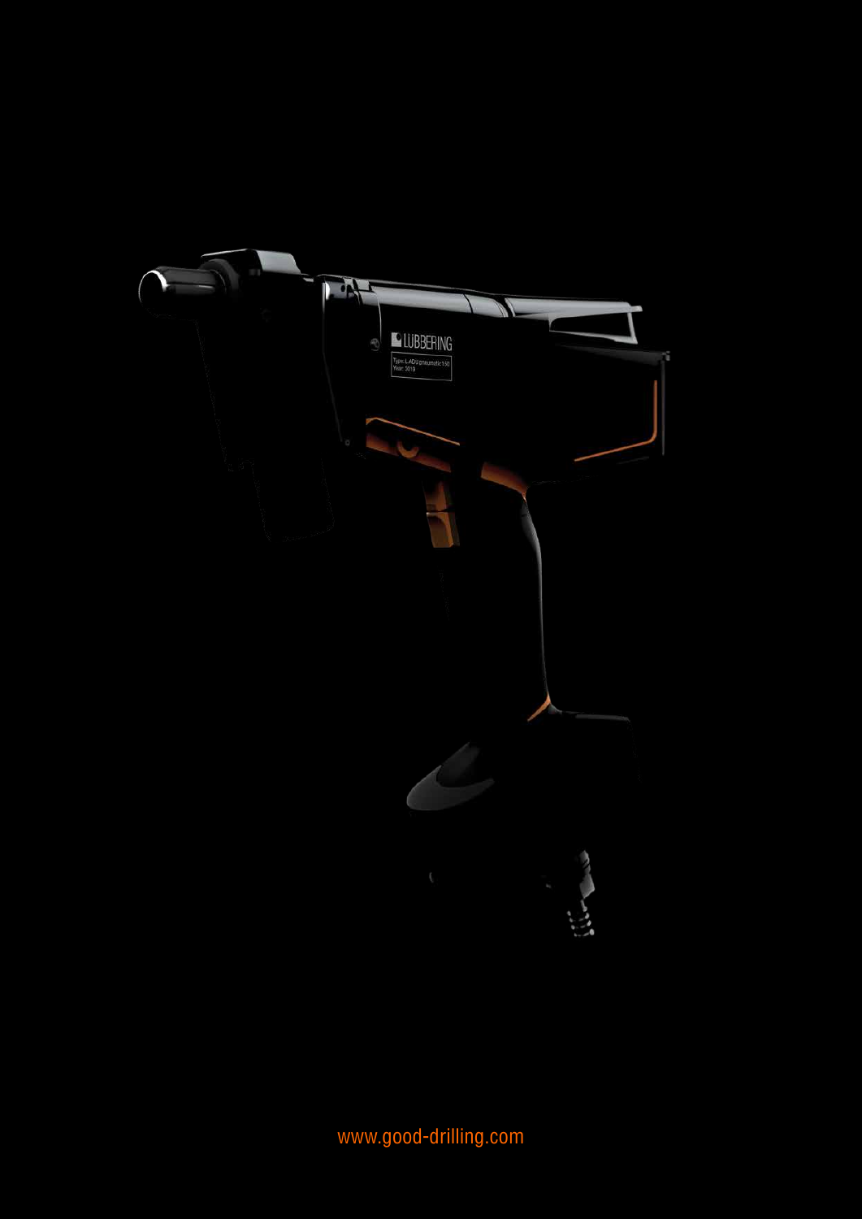www.good-drilling.com